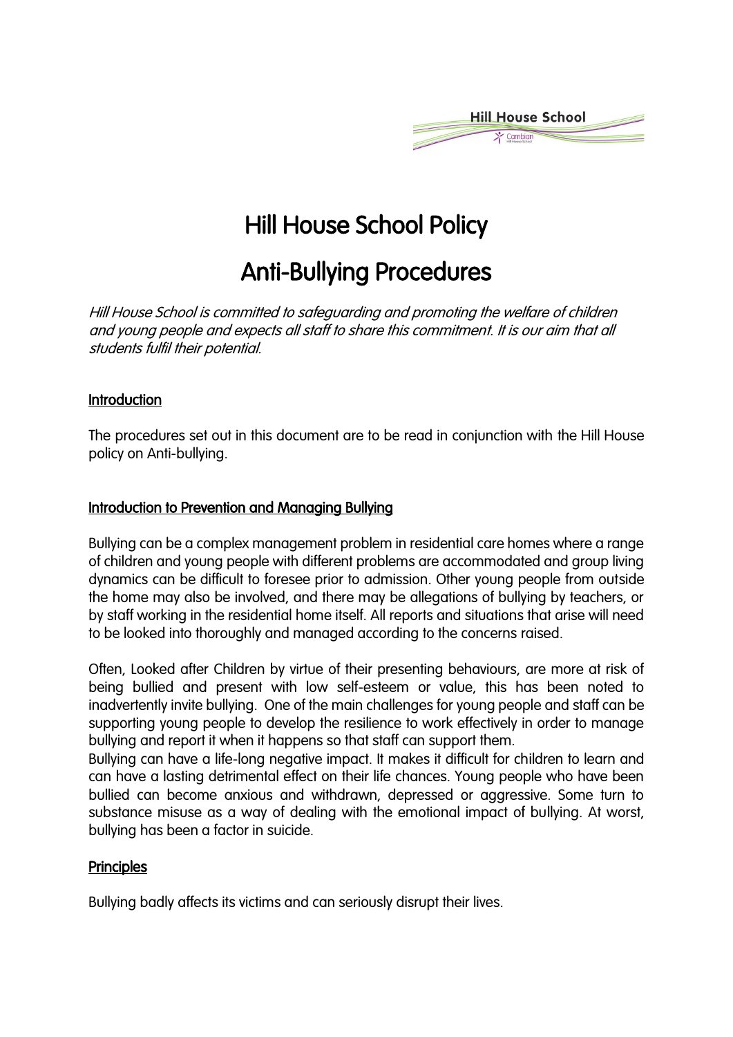# Hill House School Policy

# Anti-Bullying Procedures

*Hill House School is committed to safeguarding and promoting the welfare of children and young people and expects all staff to share this commitment. It is our aim that all students fulfil their potential.*

## Introduction

The procedures set out in this document are to be read in conjunction with the Hill House policy on Anti-bullying.

## Introduction to Prevention and Managing Bullying

Bullying can be a complex management problem in residential care homes where a range of children and young people with different problems are accommodated and group living dynamics can be difficult to foresee prior to admission. Other young people from outside the home may also be involved, and there may be allegations of bullying by teachers, or by staff working in the residential home itself. All reports and situations that arise will need to be looked into thoroughly and managed according to the concerns raised.

Often, Looked after Children by virtue of their presenting behaviours, are more at risk of being bullied and present with low self-esteem or value, this has been noted to inadvertently invite bullying. One of the main challenges for young people and staff can be supporting young people to develop the resilience to work effectively in order to manage bullying and report it when it happens so that staff can support them.

Bullying can have a life-long negative impact. It makes it difficult for children to learn and can have a lasting detrimental effect on their life chances. Young people who have been bullied can become anxious and withdrawn, depressed or aggressive. Some turn to substance misuse as a way of dealing with the emotional impact of bullying. At worst, bullying has been a factor in suicide.

## Principles

Bullying badly affects its victims and can seriously disrupt their lives.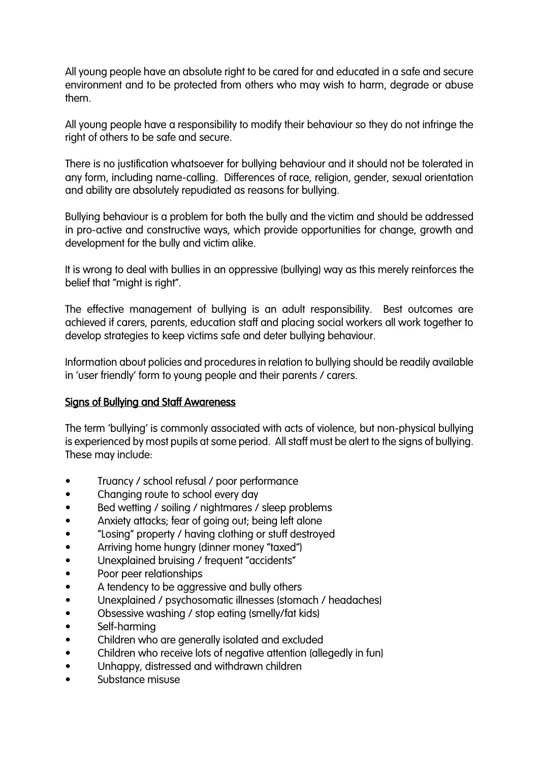All young people have an absolute right to be cared for and educated in a safe and secure environment and to be protected from others who may wish to harm, degrade or abuse them.

All young people have a responsibility to modify their behaviour so they do not infringe the right of others to be safe and secure.

There is no justification whatsoever for bullying behaviour and it should not be tolerated in any form, including name-calling. Differences of race, religion, gender, sexual orientation and ability are absolutely repudiated as reasons for bullying.

Bullying behaviour is a problem for both the bully and the victim and should be addressed in pro-active and constructive ways, which provide opportunities for change, growth and development for the bully and victim alike.

It is wrong to deal with bullies in an oppressive (bullying) way as this merely reinforces the belief that "might is right".

The effective management of bullying is an adult responsibility. Best outcomes are achieved if carers, parents, education staff and placing social workers all work together to develop strategies to keep victims safe and deter bullying behaviour.

Information about policies and procedures in relation to bullying should be readily available in 'user friendly' form to young people and their parents / carers.

## Signs of Bullying and Staff Awareness

The term 'bullying' is commonly associated with acts of violence, but non-physical bullying is experienced by most pupils at some period. All staff must be alert to the signs of bullying. These may include:

- Truancy / school refusal / poor performance
- Changing route to school every day
- Bed wetting / soiling / nightmares / sleep problems
- Anxiety attacks; fear of going out; being left alone
- "Losing" property / having clothing or stuff destroyed
- Arriving home hungry (dinner money "taxed")
- Unexplained bruising / frequent "accidents"
- Poor peer relationships
- A tendency to be aggressive and bully others
- Unexplained / psychosomatic illnesses (stomach / headaches)
- Obsessive washing / stop eating (smelly/fat kids)
- Self-harming
- Children who are generally isolated and excluded
- Children who receive lots of negative attention (allegedly in fun)
- Unhappy, distressed and withdrawn children
- Substance misuse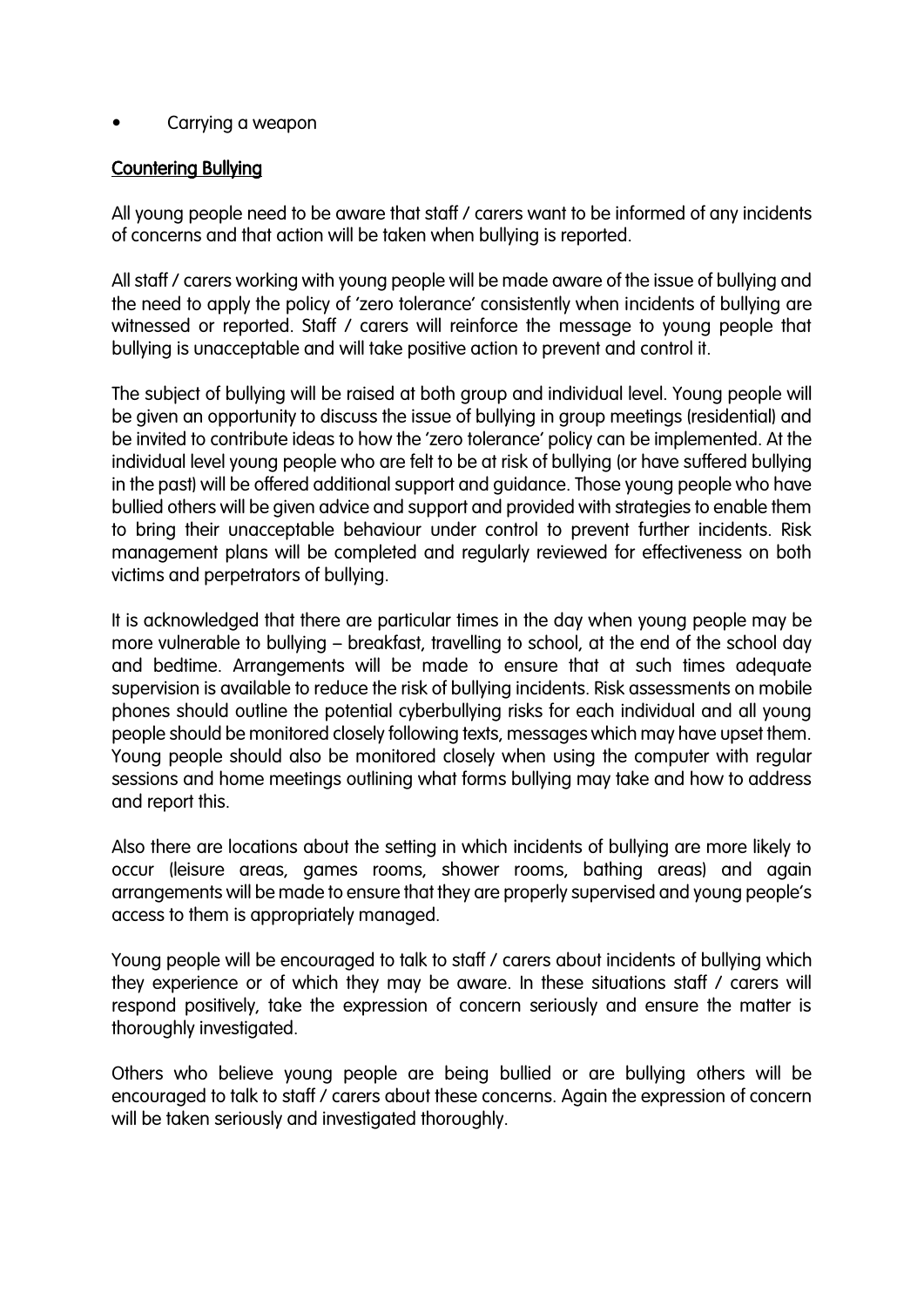- Carrying a weapon

## Countering Bullying

All young people need to be aware that staff / carers want to be informed of any incidents of concerns and that action will be taken when bullying is reported.

All staff / carers working with young people will be made aware of the issue of bullying and the need to apply the policy of 'zero tolerance' consistently when incidents of bullying are witnessed or reported. Staff / carers will reinforce the message to young people that bullying is unacceptable and will take positive action to prevent and control it.

The subject of bullying will be raised at both group and individual level. Young people will be given an opportunity to discuss the issue of bullying in group meetings (residential) and be invited to contribute ideas to how the 'zero tolerance' policy can be implemented. At the individual level young people who are felt to be at risk of bullying (or have suffered bullying in the past) will be offered additional support and guidance. Those young people who have bullied others will be given advice and support and provided with strategies to enable them to bring their unacceptable behaviour under control to prevent further incidents. Risk management plans will be completed and regularly reviewed for effectiveness on both victims and perpetrators of bullying.

It is acknowledged that there are particular times in the day when young people may be more vulnerable to bullying – breakfast, travelling to school, at the end of the school day and bedtime. Arrangements will be made to ensure that at such times adequate supervision is available to reduce the risk of bullying incidents. Risk assessments on mobile phones should outline the potential cyberbullying risks for each individual and all young people should be monitored closely following texts, messages which may have upset them. Young people should also be monitored closely when using the computer with regular sessions and home meetings outlining what forms bullying may take and how to address and report this.

Also there are locations about the setting in which incidents of bullying are more likely to occur (leisure areas, games rooms, shower rooms, bathing areas) and again arrangements will be made to ensure that they are properly supervised and young people's access to them is appropriately managed.

Young people will be encouraged to talk to staff / carers about incidents of bullying which they experience or of which they may be aware. In these situations staff / carers will respond positively, take the expression of concern seriously and ensure the matter is thoroughly investigated.

Others who believe young people are being bullied or are bullying others will be encouraged to talk to staff / carers about these concerns. Again the expression of concern will be taken seriously and investigated thoroughly.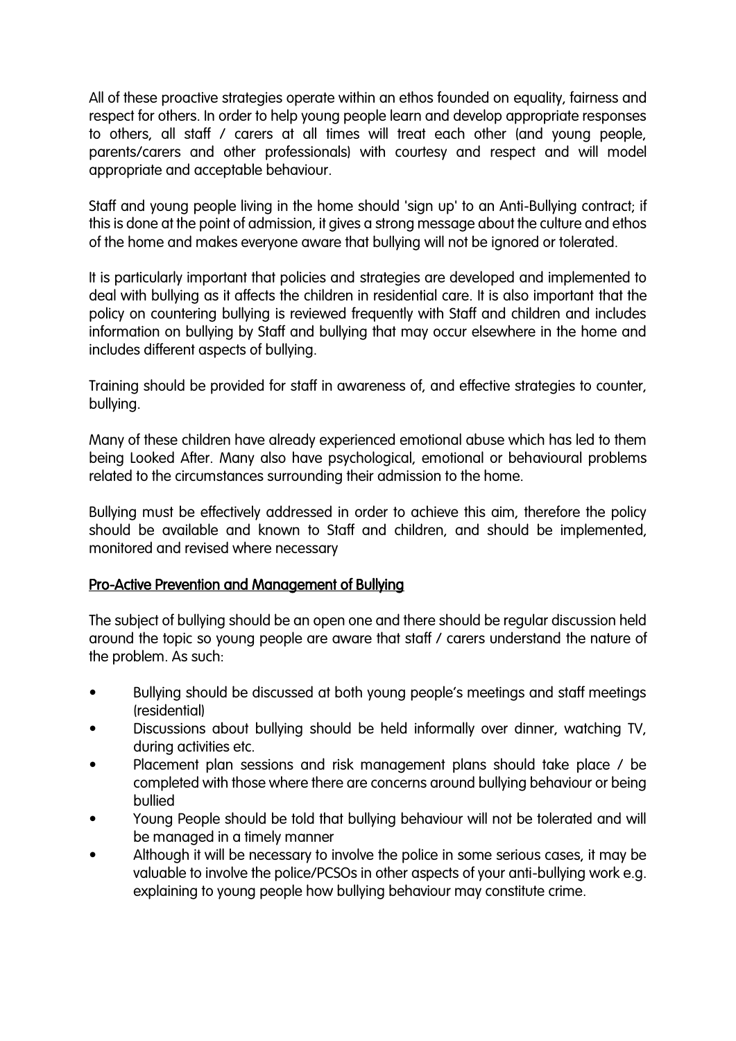All of these proactive strategies operate within an ethos founded on equality, fairness and respect for others. In order to help young people learn and develop appropriate responses to others, all staff / carers at all times will treat each other (and young people, parents/carers and other professionals) with courtesy and respect and will model appropriate and acceptable behaviour.

Staff and young people living in the home should 'sign up' to an Anti-Bullying contract; if this is done at the point of admission, it gives a strong message about the culture and ethos of the home and makes everyone aware that bullying will not be ignored or tolerated.

It is particularly important that policies and strategies are developed and implemented to deal with bullying as it affects the children in residential care. It is also important that the policy on countering bullying is reviewed frequently with Staff and children and includes information on bullying by Staff and bullying that may occur elsewhere in the home and includes different aspects of bullying.

Training should be provided for staff in awareness of, and effective strategies to counter, bullying.

Many of these children have already experienced emotional abuse which has led to them being Looked After. Many also have psychological, emotional or behavioural problems related to the circumstances surrounding their admission to the home.

Bullying must be effectively addressed in order to achieve this aim, therefore the policy should be available and known to Staff and children, and should be implemented, monitored and revised where necessary

## Pro-Active Prevention and Management of Bullying

The subject of bullying should be an open one and there should be regular discussion held around the topic so young people are aware that staff / carers understand the nature of the problem. As such:

- Bullying should be discussed at both young people's meetings and staff meetings (residential)
- Discussions about bullying should be held informally over dinner, watching TV, during activities etc.
- Placement plan sessions and risk management plans should take place / be completed with those where there are concerns around bullying behaviour or being bullied
- Young People should be told that bullying behaviour will not be tolerated and will be managed in a timely manner
- Although it will be necessary to involve the police in some serious cases, it may be valuable to involve the police/PCSOs in other aspects of your anti-bullying work e.g. explaining to young people how bullying behaviour may constitute crime.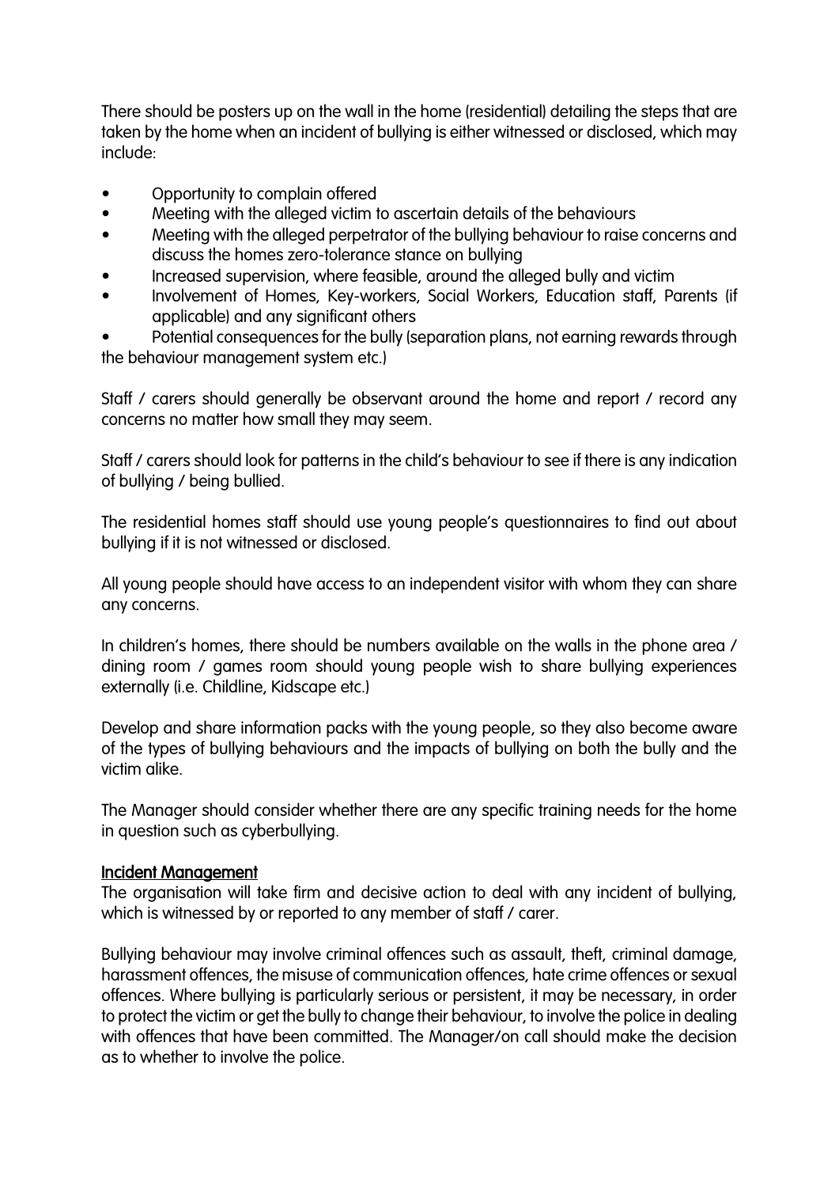There should be posters up on the wall in the home (residential) detailing the steps that are taken by the home when an incident of bullying is either witnessed or disclosed, which may include:

- Opportunity to complain offered
- Meeting with the alleged victim to ascertain details of the behaviours
- Meeting with the alleged perpetrator of the bullying behaviour to raise concerns and discuss the homes zero-tolerance stance on bullying
- Increased supervision, where feasible, around the alleged bully and victim
- Involvement of Homes, Key-workers, Social Workers, Education staff, Parents (if applicable) and any significant others
- Potential consequences for the bully (separation plans, not earning rewards through the behaviour management system etc.)

Staff / carers should generally be observant around the home and report / record any concerns no matter how small they may seem.

Staff / carers should look for patterns in the child's behaviour to see if there is any indication of bullying / being bullied.

The residential homes staff should use young people's questionnaires to find out about bullying if it is not witnessed or disclosed.

All young people should have access to an independent visitor with whom they can share any concerns.

In children's homes, there should be numbers available on the walls in the phone area / dining room / games room should young people wish to share bullying experiences externally (i.e. Childline, Kidscape etc.)

Develop and share information packs with the young people, so they also become aware of the types of bullying behaviours and the impacts of bullying on both the bully and the victim alike.

The Manager should consider whether there are any specific training needs for the home in question such as cyberbullying.

**Incident Management**

The organisation will take firm and decisive action to deal with any incident of bullying, which is witnessed by or reported to any member of staff / carer.

Bullying behaviour may involve criminal offences such as assault, theft, criminal damage, harassment offences, the misuse of communication offences, hate crime offences or sexual offences. Where bullying is particularly serious or persistent, it may be necessary, in order to protect the victim or get the bully to change their behaviour, to involve the police in dealing with offences that have been committed. The Manager/on call should make the decision as to whether to involve the police.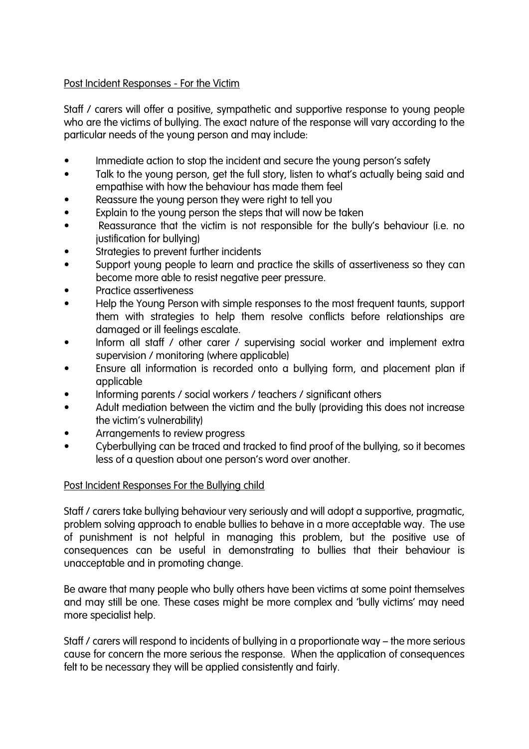## Post Incident Responses - For the Victim

Staff / carers will offer a positive, sympathetic and supportive response to young people who are the victims of bullying. The exact nature of the response will vary according to the particular needs of the young person and may include:

- Immediate action to stop the incident and secure the young person's safety
- Talk to the young person, get the full story, listen to what's actually being said and empathise with how the behaviour has made them feel
- Reassure the young person they were right to tell you
- Explain to the young person the steps that will now be taken
- Reassurance that the victim is not responsible for the bully's behaviour (i.e. no justification for bullying)
- Strategies to prevent further incidents
- Support young people to learn and practice the skills of assertiveness so they can become more able to resist negative peer pressure.
- Practice assertiveness
- Help the Young Person with simple responses to the most frequent taunts, support them with strategies to help them resolve conflicts before relationships are damaged or ill feelings escalate.
- Inform all staff / other carer / supervising social worker and implement extra supervision / monitoring (where applicable)
- Ensure all information is recorded onto a bullying form, and placement plan if applicable
- Informing parents / social workers / teachers / significant others
- Adult mediation between the victim and the bully (providing this does not increase the victim's vulnerability)
- Arrangements to review progress
- Cyberbullying can be traced and tracked to find proof of the bullying, so it becomes less of a question about one person's word over another.

## Post Incident Responses For the Bullying child

Staff / carers take bullying behaviour very seriously and will adopt a supportive, pragmatic, problem solving approach to enable bullies to behave in a more acceptable way. The use of punishment is not helpful in managing this problem, but the positive use of consequences can be useful in demonstrating to bullies that their behaviour is unacceptable and in promoting change.

Be aware that many people who bully others have been victims at some point themselves and may still be one. These cases might be more complex and 'bully victims' may need more specialist help.

Staff / carers will respond to incidents of bullying in a proportionate way – the more serious cause for concern the more serious the response. When the application of consequences felt to be necessary they will be applied consistently and fairly.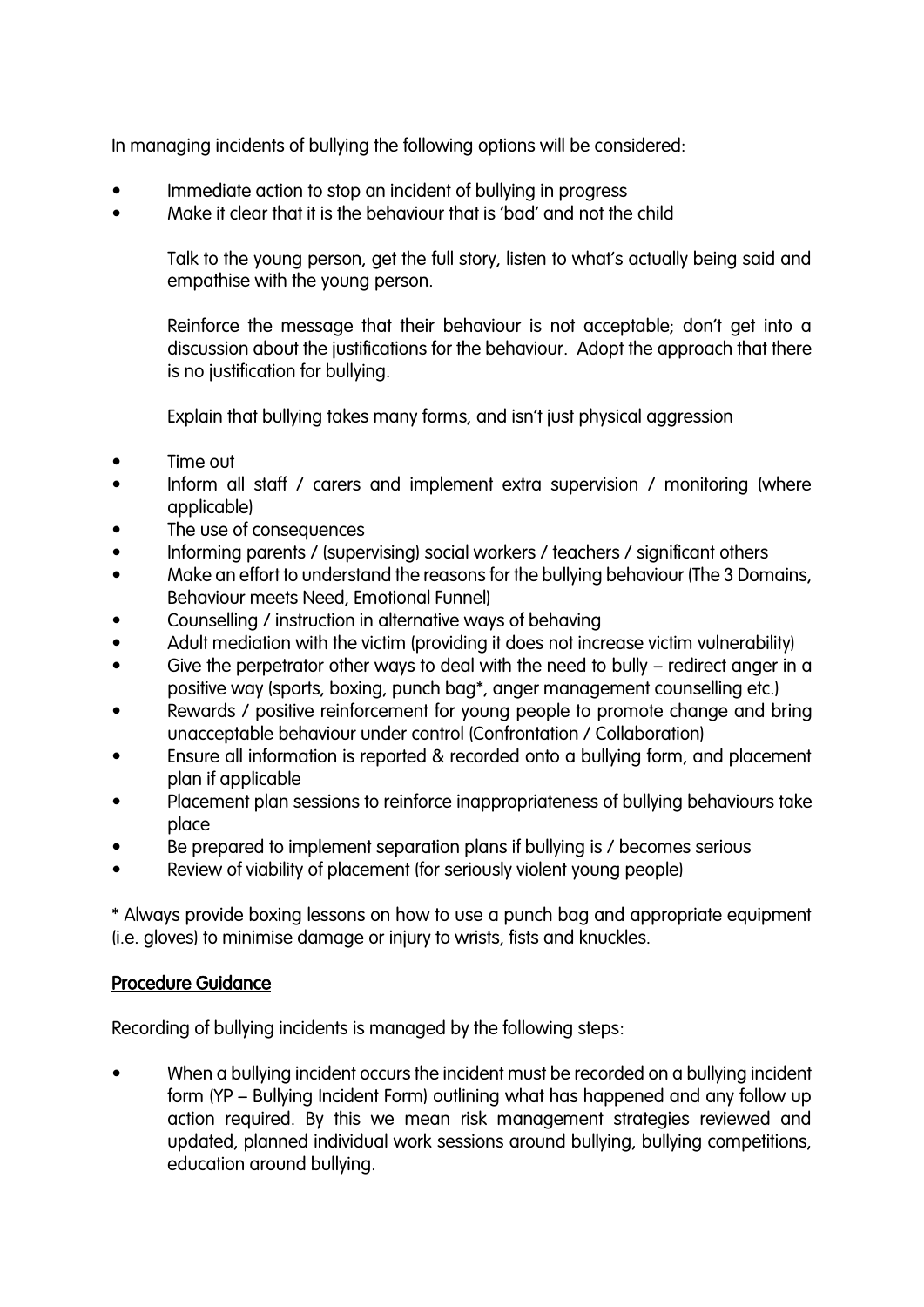In managing incidents of bullying the following options will be considered:

- Immediate action to stop an incident of bullying in progress
- Make it clear that it is the behaviour that is 'bad' and not the child

  Talk to the young person, get the full story, listen to what's actually being said and empathise with the young person.

  Reinforce the message that their behaviour is not acceptable; don't get into a discussion about the justifications for the behaviour. Adopt the approach that there is no justification for bullying.

  Explain that bullying takes many forms, and isn't just physical aggression

- Time out
- Inform all staff / carers and implement extra supervision / monitoring (where applicable)
- The use of consequences
- Informing parents / (supervising) social workers / teachers / significant others
- Make an effort to understand the reasons for the bullying behaviour (The 3 Domains, Behaviour meets Need, Emotional Funnel)
- Counselling / instruction in alternative ways of behaving
- Adult mediation with the victim (providing it does not increase victim vulnerability)
- Give the perpetrator other ways to deal with the need to bully – redirect anger in a positive way (sports, boxing, punch bag*, anger management counselling etc.)
- Rewards / positive reinforcement for young people to promote change and bring unacceptable behaviour under control (Confrontation / Collaboration)
- Ensure all information is reported & recorded onto a bullying form, and placement plan if applicable
- Placement plan sessions to reinforce inappropriateness of bullying behaviours take place
- Be prepared to implement separation plans if bullying is / becomes serious
- Review of viability of placement (for seriously violent young people)

\* Always provide boxing lessons on how to use a punch bag and appropriate equipment (i.e. gloves) to minimise damage or injury to wrists, fists and knuckles.

## Procedure Guidance

Recording of bullying incidents is managed by the following steps:

- When a bullying incident occurs the incident must be recorded on a bullying incident form (YP – Bullying Incident Form) outlining what has happened and any follow up action required. By this we mean risk management strategies reviewed and updated, planned individual work sessions around bullying, bullying competitions, education around bullying.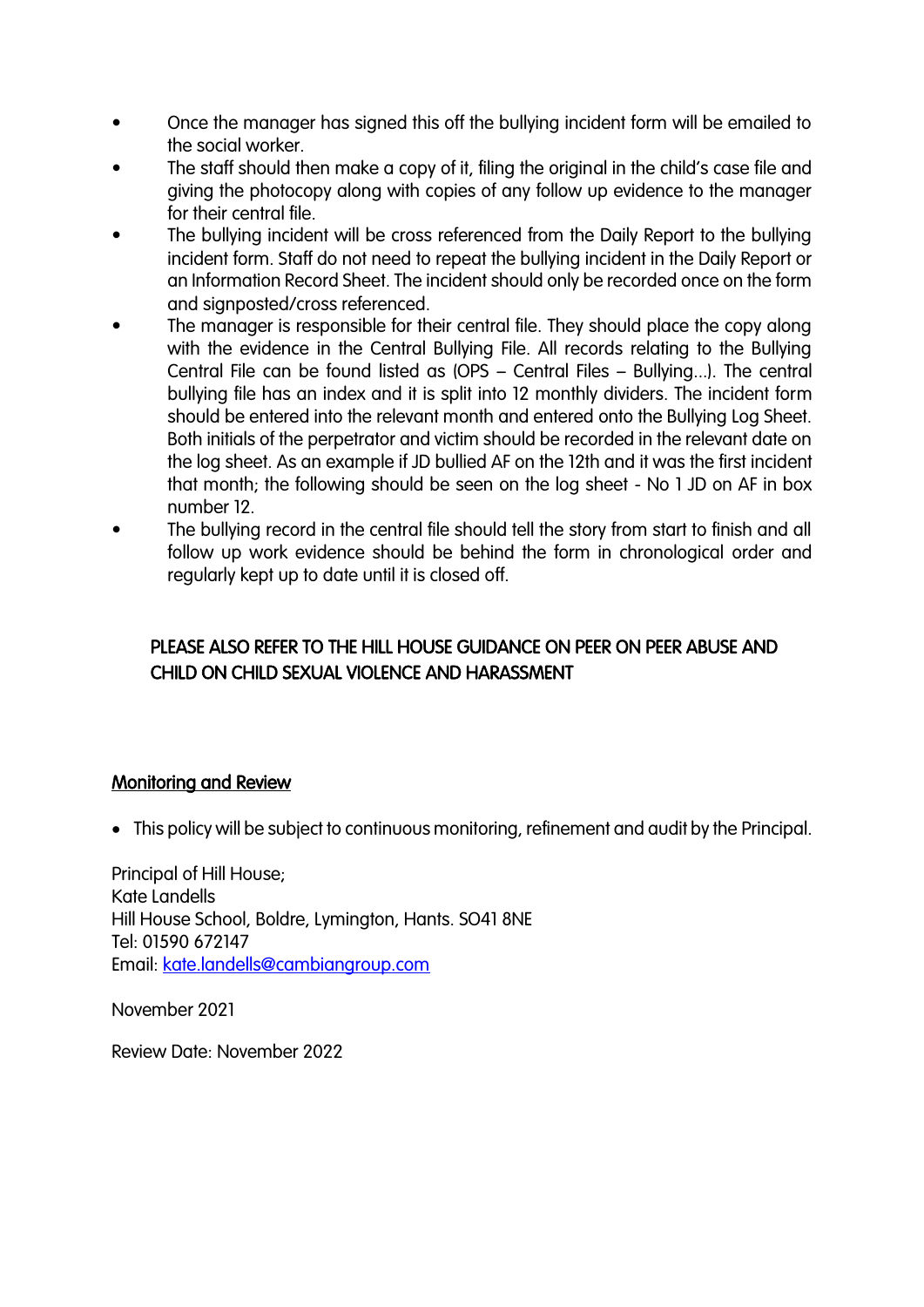- Once the manager has signed this off the bullying incident form will be emailed to the social worker.
- The staff should then make a copy of it, filing the original in the child's case file and giving the photocopy along with copies of any follow up evidence to the manager for their central file.
- The bullying incident will be cross referenced from the Daily Report to the bullying incident form. Staff do not need to repeat the bullying incident in the Daily Report or an Information Record Sheet. The incident should only be recorded once on the form and signposted/cross referenced.
- The manager is responsible for their central file. They should place the copy along with the evidence in the Central Bullying File. All records relating to the Bullying Central File can be found listed as (OPS – Central Files – Bullying…). The central bullying file has an index and it is split into 12 monthly dividers. The incident form should be entered into the relevant month and entered onto the Bullying Log Sheet. Both initials of the perpetrator and victim should be recorded in the relevant date on the log sheet. As an example if JD bullied AF on the 12th and it was the first incident that month; the following should be seen on the log sheet - No 1 JD on AF in box number 12.
- The bullying record in the central file should tell the story from start to finish and all follow up work evidence should be behind the form in chronological order and regularly kept up to date until it is closed off.

PLEASE ALSO REFER TO THE HILL HOUSE GUIDANCE ON PEER ON PEER ABUSE AND CHILD ON CHILD SEXUAL VIOLENCE AND HARASSMENT

## Monitoring and Review

- This policy will be subject to continuous monitoring, refinement and audit by the Principal.

Principal of Hill House;
Kate Landells
Hill House School, Boldre, Lymington, Hants. SO41 8NE
Tel: 01590 672147
Email: kate.landells@cambiangroup.com

November 2021

Review Date: November 2022